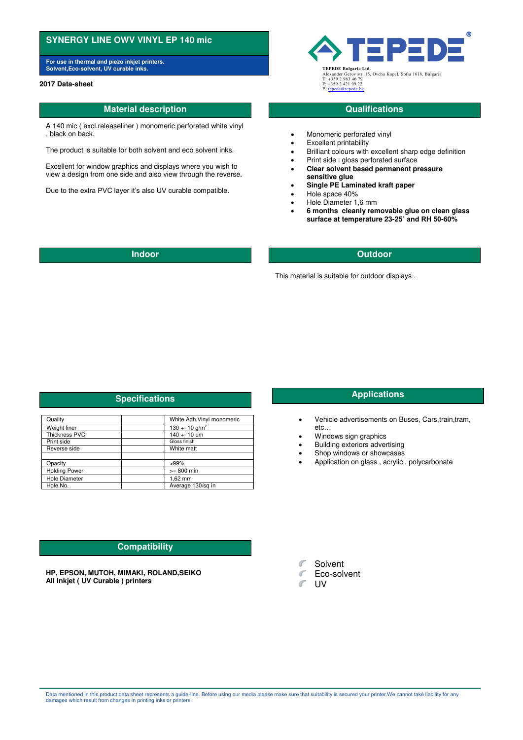# SYNERGY LINE OWV VINYL EP 140 mic

**For use in thermal and piezo inkjet printers.
Solvent,Eco-solvent, UV curable inks.**

**2017 Data-sheet**

**TEPEDE Bulgaria Ltd.**
Alexander Gerov str. 15, Ovcha Kupel, Sofia 1618, Bulgaria
T: +359 2 963 46 79
F: +359 2 421 99 22
E: tepede@tepede.bg

## Material description

A 140 mic ( excl.releaseliner ) monomeric perforated white vinyl , black on back.

The product is suitable for both solvent and eco solvent inks.

Excellent for window graphics and displays where you wish to view a design from one side and also view through the reverse.

Due to the extra PVC layer it's also UV curable compatible.

## Qualifications

- Monomeric perforated vinyl
- Excellent printability
- Brilliant colours with excellent sharp edge definition
- Print side : gloss perforated surface
- **Clear solvent based permanent pressure sensitive glue**
- **Single PE Laminated kraft paper**
- Hole space 40%
- Hole Diameter 1,6 mm
- **6 months cleanly removable glue on clean glass surface at temperature 23-25˚ and RH 50-60%**

## Indoor

## Outdoor

This material is suitable for outdoor displays .

## Specifications

| | | |
|---|---|---|
| Quality | | White Adh.Vinyl monomeric |
| Weight liner | | 130 +- 10 g/m$^2$ |
| Thickness PVC | | 140 +- 10 um |
| Print side | | Gloss finish |
| Reverse side | | White matt |
| | | |
| Opacity | | >99% |
| Holding Power | | >= 800 min |
| Hole Diameter | | 1,62 mm |
| Hole No. | | Average 130/sq in |

## Applications

- Vehicle advertisements on Buses, Cars,train,tram, etc…
- Windows sign graphics
- Building exteriors advertising
- Shop windows or showcases
- Application on glass , acrylic , polycarbonate

## Compatibility

**HP, EPSON, MUTOH, MIMAKI, ROLAND,SEIKO
All Inkjet ( UV Curable ) printers**

- Solvent
- Eco-solvent
- UV

Data mentioned in this product data sheet represents a guide-line. Before using our media please make sure that suitability is secured your printer.We cannot také liability for any damages which result from changes in printing inks or printers.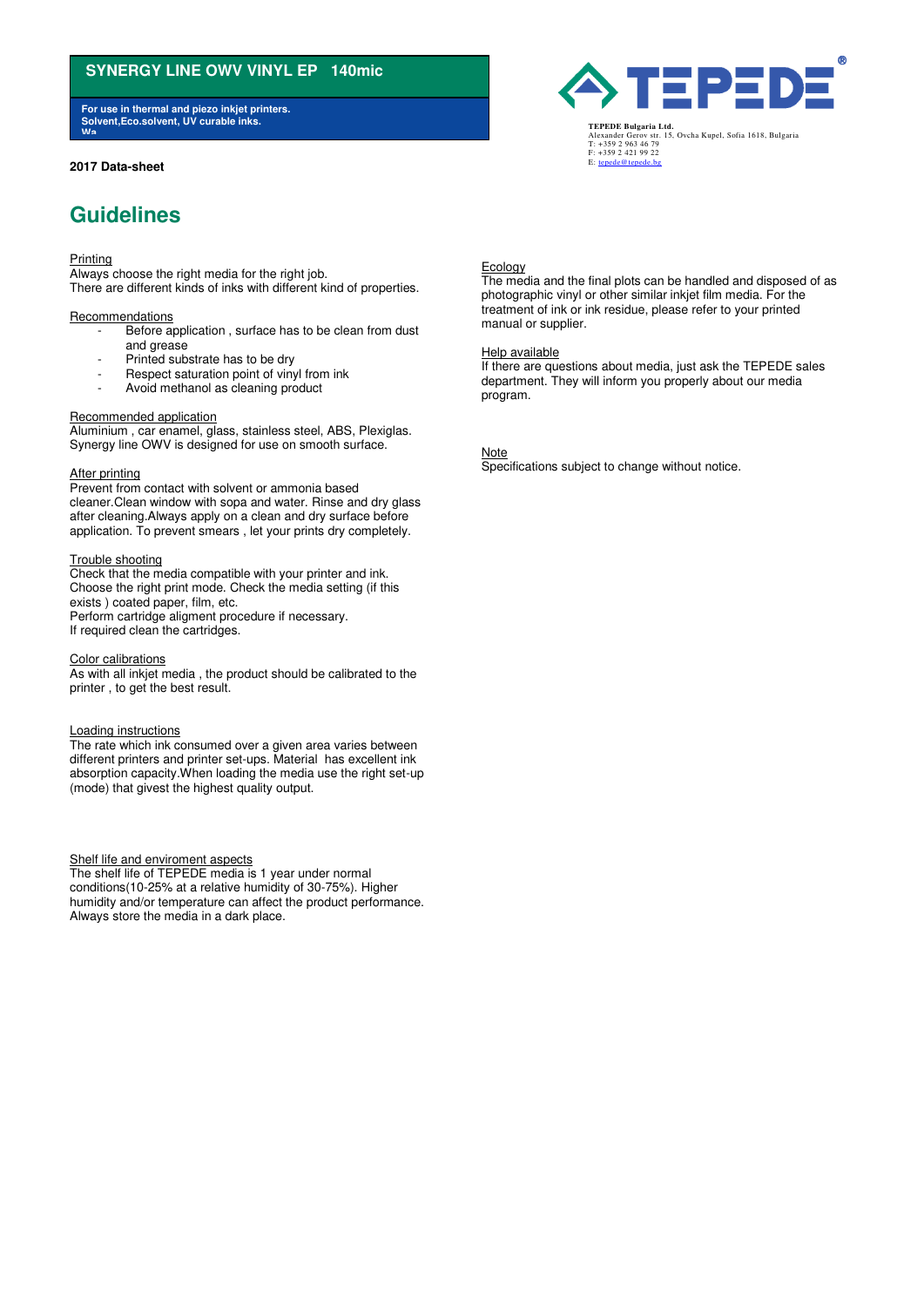## SYNERGY LINE OWV VINYL EP 140mic

**For use in thermal and piezo inkjet printers.**
**Solvent,Eco.solvent, UV curable inks.**
**Wa**

**TEPEDE Bulgaria Ltd.**
Alexander Gerov str. 15, Ovcha Kupel, Sofia 1618, Bulgaria
T: +359 2 963 46 79
F: +359 2 421 99 22
E: tepede@tepede.bg

**2017 Data-sheet**

# Guidelines

Printing
Always choose the right media for the right job.
There are different kinds of inks with different kind of properties.

Recommendations
- Before application , surface has to be clean from dust and grease
- Printed substrate has to be dry
- Respect saturation point of vinyl from ink
- Avoid methanol as cleaning product

Recommended application
Aluminium , car enamel, glass, stainless steel, ABS, Plexiglas.
Synergy line OWV is designed for use on smooth surface.

After printing
Prevent from contact with solvent or ammonia based cleaner.Clean window with sopa and water. Rinse and dry glass after cleaning.Always apply on a clean and dry surface before application. To prevent smears , let your prints dry completely.

Trouble shooting
Check that the media compatible with your printer and ink.
Choose the right print mode. Check the media setting (if this exists ) coated paper, film, etc.
Perform cartridge aligment procedure if necessary.
If required clean the cartridges.

Color calibrations
As with all inkjet media , the product should be calibrated to the printer , to get the best result.

Loading instructions
The rate which ink consumed over a given area varies between different printers and printer set-ups. Material has excellent ink absorption capacity.When loading the media use the right set-up (mode) that givest the highest quality output.

Shelf life and enviroment aspects
The shelf life of TEPEDE media is 1 year under normal conditions(10-25% at a relative humidity of 30-75%). Higher humidity and/or temperature can affect the product performance.
Always store the media in a dark place.

Ecology
The media and the final plots can be handled and disposed of as photographic vinyl or other similar inkjet film media. For the treatment of ink or ink residue, please refer to your printed manual or supplier.

Help available
If there are questions about media, just ask the TEPEDE sales department. They will inform you properly about our media program.

Note
Specifications subject to change without notice.